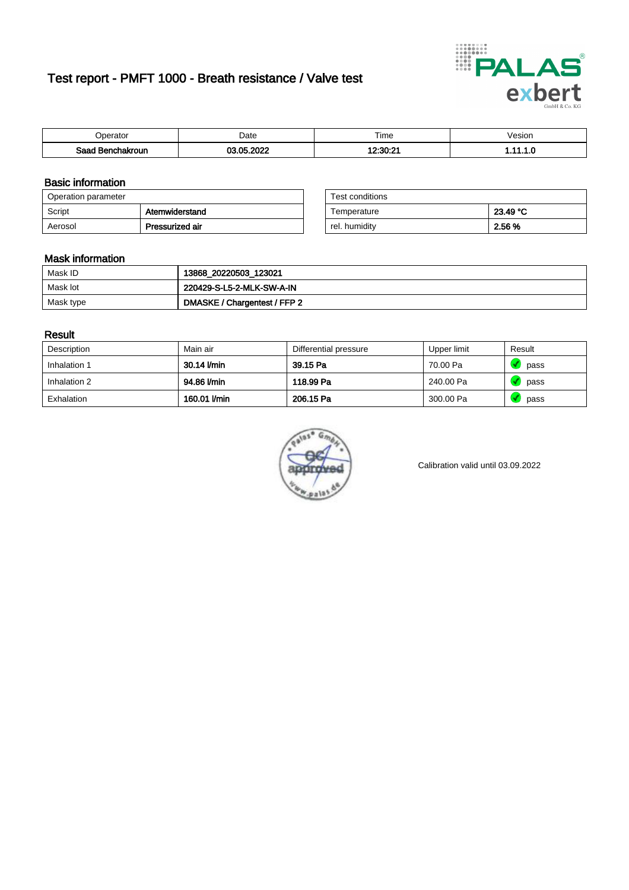# Test report - PMFT 1000 - Breath resistance / Valve test

| Operator | Date | Time | Vesion |
|---|---|---|---|
| Saad Benchakroun | 03.05.2022 | 12:30:21 | 1.11.1.0 |

## Basic information

| Operation parameter | |
|---|---|
| Script | Atemwiderstand |
| Aerosol | Pressurized air |

| Test conditions | |
|---|---|
| Temperature | 23.49 °C |
| rel. humidity | 2.56 % |

## Mask information

| | |
|---|---|
| Mask ID | 13868_20220503_123021 |
| Mask lot | 220429-S-L5-2-MLK-SW-A-IN |
| Mask type | DMASKE / Chargentest / FFP 2 |

## Result

| Description | Main air | Differential pressure | Upper limit | Result |
|---|---|---|---|---|
| Inhalation 1 | 30.14 l/min | 39.15 Pa | 70.00 Pa | pass |
| Inhalation 2 | 94.86 l/min | 118.99 Pa | 240.00 Pa | pass |
| Exhalation | 160.01 l/min | 206.15 Pa | 300.00 Pa | pass |

Calibration valid until 03.09.2022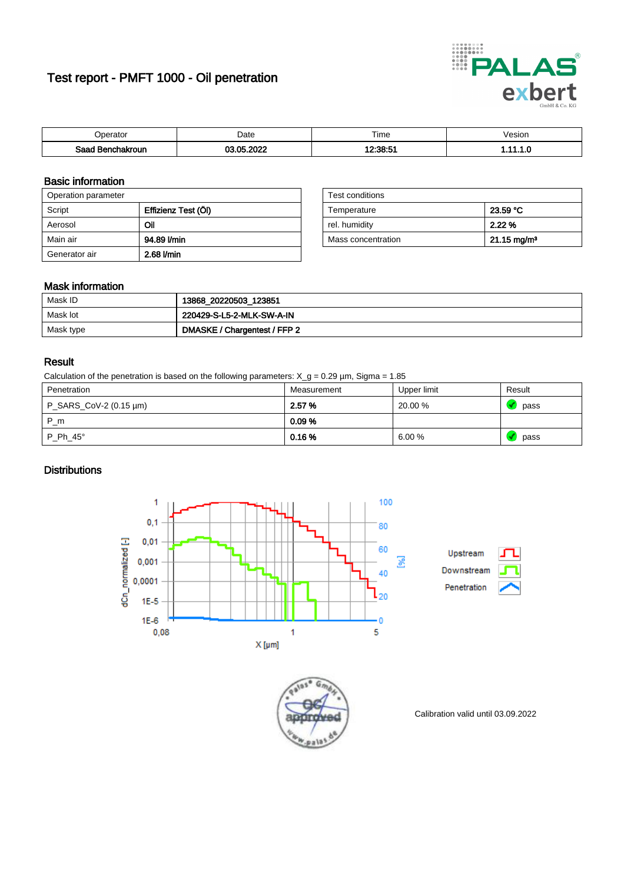# Test report - PMFT 1000 - Oil penetration

PALAS exbert GmbH & Co. KG

| Operator | Date | Time | Vesion |
|---|---|---|---|
| **Saad Benchakroun** | **03.05.2022** | **12:38:51** | **1.11.1.0** |

## Basic information

| Operation parameter | |
|---|---|
| Script | **Effizienz Test (Öl)** |
| Aerosol | **Oil** |
| Main air | **94.89 l/min** |
| Generator air | **2.68 l/min** |

| Test conditions | |
|---|---|
| Temperature | **23.59 °C** |
| rel. humidity | **2.22 %** |
| Mass concentration | **21.15 mg/m³** |

## Mask information

| | |
|---|---|
| Mask ID | **13868_20220503_123851** |
| Mask lot | **220429-S-L5-2-MLK-SW-A-IN** |
| Mask type | **DMASKE / Chargentest / FFP 2** |

## Result

Calculation of the penetration is based on the following parameters: X_g = 0.29 µm, Sigma = 1.85

| Penetration | Measurement | Upper limit | Result |
|---|---|---|---|
| P_SARS_CoV-2 (0.15 µm) | **2.57 %** | 20.00 % | pass |
| P_m | **0.09 %** | | |
| P_Ph_45° | **0.16 %** | 6.00 % | pass |

## Distributions

dCn_normalized [-]
1
0,1
0,01
0,001
0,0001
1E-5
1E-6
0,08
1
5
X [µm]
[%]
100
80
60
40
20
0
Upstream
Downstream
Penetration

Calibration valid until 03.09.2022